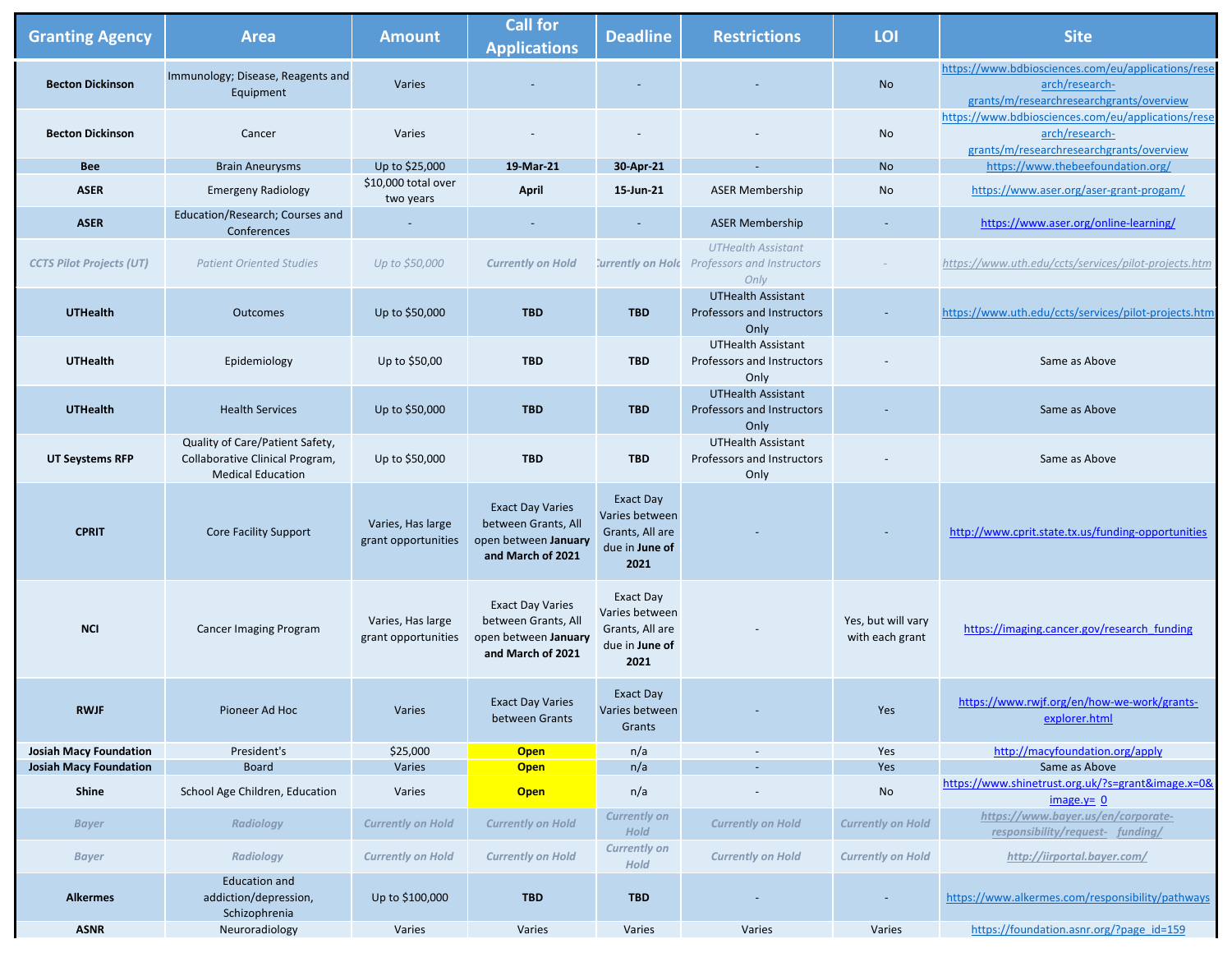| Granting Agency | Area | Amount | Call for Applications | Deadline | Restrictions | LOI | Site |
|---|---|---|---|---|---|---|---|
| **Becton Dickinson** | Immunology; Disease, Reagents and Equipment | Varies | - | - | - | No | https://www.bdbiosciences.com/eu/applications/research/research-grants/m/researchresearchgrants/overview |
| **Becton Dickinson** | Cancer | Varies | - | - | - | No | https://www.bdbiosciences.com/eu/applications/research/research-grants/m/researchresearchgrants/overview |
| **Bee** | Brain Aneurysms | Up to $25,000 | **19-Mar-21** | **30-Apr-21** | - | No | https://www.thebeefoundation.org/ |
| **ASER** | Emergeny Radiology | $10,000 total over two years | **April** | **15-Jun-21** | ASER Membership | No | https://www.aser.org/aser-grant-progam/ |
| **ASER** | Education/Research; Courses and Conferences | - | - | - | ASER Membership | - | https://www.aser.org/online-learning/ |
| ***CCTS Pilot Projects (UT)*** | *Patient Oriented Studies* | *Up to $50,000* | ***Currently on Hold*** | ***Currently on Hold*** | *UTHealth Assistant Professors and Instructors Only* | *-* | *https://www.uth.edu/ccts/services/pilot-projects.htm* |
| **UTHealth** | Outcomes | Up to $50,000 | **TBD** | **TBD** | UTHealth Assistant Professors and Instructors Only | - | https://www.uth.edu/ccts/services/pilot-projects.htm |
| **UTHealth** | Epidemiology | Up to $50,00 | **TBD** | **TBD** | UTHealth Assistant Professors and Instructors Only | - | Same as Above |
| **UTHealth** | Health Services | Up to $50,000 | **TBD** | **TBD** | UTHealth Assistant Professors and Instructors Only | - | Same as Above |
| **UT Seystems RFP** | Quality of Care/Patient Safety, Collaborative Clinical Program, Medical Education | Up to $50,000 | **TBD** | **TBD** | UTHealth Assistant Professors and Instructors Only | - | Same as Above |
| **CPRIT** | Core Facility Support | Varies, Has large grant opportunities | Exact Day Varies between Grants, All open between **January and March of 2021** | Exact Day Varies between Grants, All are due in **June of 2021** | - | - | http://www.cprit.state.tx.us/funding-opportunities |
| **NCI** | Cancer Imaging Program | Varies, Has large grant opportunities | Exact Day Varies between Grants, All open between **January and March of 2021** | Exact Day Varies between Grants, All are due in **June of 2021** | - | Yes, but will vary with each grant | https://imaging.cancer.gov/research_funding |
| **RWJF** | Pioneer Ad Hoc | Varies | Exact Day Varies between Grants | Exact Day Varies between Grants | - | Yes | https://www.rwjf.org/en/how-we-work/grants-explorer.html |
| **Josiah Macy Foundation** | President's | $25,000 | **Open** | n/a | - | Yes | http://macyfoundation.org/apply |
| **Josiah Macy Foundation** | Board | Varies | **Open** | n/a | - | Yes | Same as Above |
| **Shine** | School Age Children, Education | Varies | **Open** | n/a | - | No | https://www.shinetrust.org.uk/?s=grant&image.x=0&image.y=0 |
| ***Bayer*** | ***Radiology*** | ***Currently on Hold*** | ***Currently on Hold*** | ***Currently on Hold*** | ***Currently on Hold*** | ***Currently on Hold*** | ***https://www.bayer.us/en/corporate-responsibility/request-funding/*** |
| ***Bayer*** | ***Radiology*** | ***Currently on Hold*** | ***Currently on Hold*** | ***Currently on Hold*** | ***Currently on Hold*** | ***Currently on Hold*** | ***http://iirportal.bayer.com/*** |
| **Alkermes** | Education and addiction/depression, Schizophrenia | Up to $100,000 | **TBD** | **TBD** | - | - | https://www.alkermes.com/responsibility/pathways |
| **ASNR** | Neuroradiology | Varies | Varies | Varies | Varies | Varies | https://foundation.asnr.org/?page_id=159 |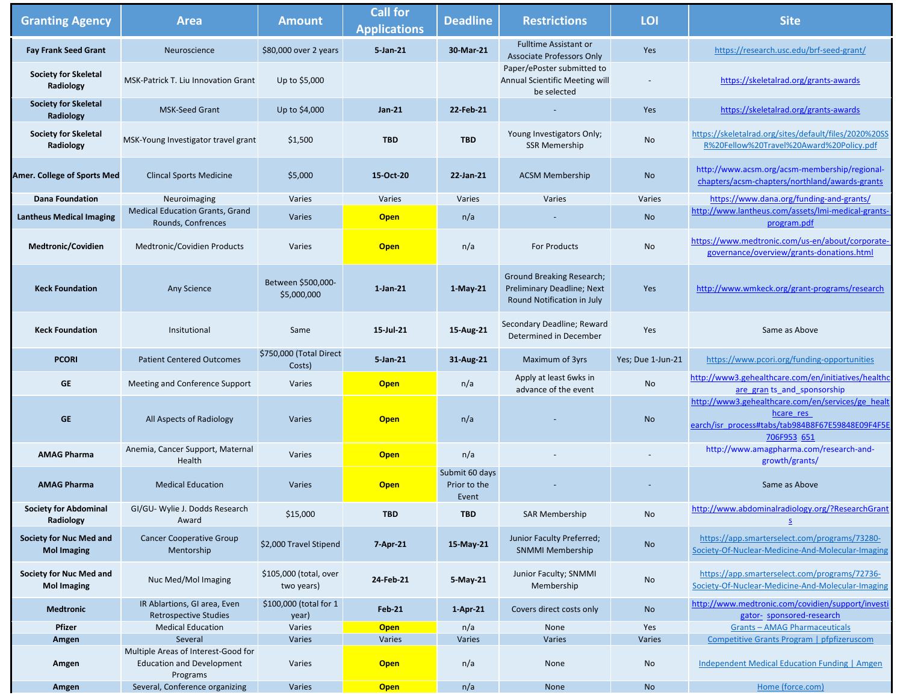| Granting Agency | Area | Amount | Call for Applications | Deadline | Restrictions | LOI | Site |
|---|---|---|---|---|---|---|---|
| **Fay Frank Seed Grant** | Neuroscience | $80,000 over 2 years | **5-Jan-21** | **30-Mar-21** | Fulltime Assistant or Associate Professors Only | Yes | https://research.usc.edu/brf-seed-grant/ |
| **Society for Skeletal Radiology** | MSK-Patrick T. Liu Innovation Grant | Up to $5,000 | | | Paper/ePoster submitted to Annual Scientific Meeting will be selected | - | https://skeletalrad.org/grants-awards |
| **Society for Skeletal Radiology** | MSK-Seed Grant | Up to $4,000 | **Jan-21** | **22-Feb-21** | - | Yes | https://skeletalrad.org/grants-awards |
| **Society for Skeletal Radiology** | MSK-Young Investigator travel grant | $1,500 | **TBD** | **TBD** | Young Investigators Only; SSR Memership | No | https://skeletalrad.org/sites/default/files/2020%20SSR%20Fellow%20Travel%20Award%20Policy.pdf |
| **Amer. College of Sports Med** | Clincal Sports Medicine | $5,000 | **15-Oct-20** | **22-Jan-21** | ACSM Membership | No | http://www.acsm.org/acsm-membership/regional-chapters/acsm-chapters/northland/awards-grants |
| **Dana Foundation** | Neuroimaging | Varies | Varies | Varies | Varies | Varies | https://www.dana.org/funding-and-grants/ |
| **Lantheus Medical Imaging** | Medical Education Grants, Grand Rounds, Confrences | Varies | **Open** | n/a | - | No | http://www.lantheus.com/assets/lmi-medical-grants-program.pdf |
| **Medtronic/Covidien** | Medtronic/Covidien Products | Varies | **Open** | n/a | For Products | No | https://www.medtronic.com/us-en/about/corporate-governance/overview/grants-donations.html |
| **Keck Foundation** | Any Science | Between $500,000-$5,000,000 | **1-Jan-21** | **1-May-21** | Ground Breaking Research; Preliminary Deadline; Next Round Notification in July | Yes | http://www.wmkeck.org/grant-programs/research |
| **Keck Foundation** | Insitutional | Same | **15-Jul-21** | **15-Aug-21** | Secondary Deadline; Reward Determined in December | Yes | Same as Above |
| **PCORI** | Patient Centered Outcomes | $750,000 (Total Direct Costs) | **5-Jan-21** | **31-Aug-21** | Maximum of 3yrs | Yes; Due 1-Jun-21 | https://www.pcori.org/funding-opportunities |
| **GE** | Meeting and Conference Support | Varies | **Open** | n/a | Apply at least 6wks in advance of the event | No | http://www3.gehealthcare.com/en/initiatives/healthcare_gran ts_and_sponsorship |
| **GE** | All Aspects of Radiology | Varies | **Open** | n/a | - | No | http://www3.gehealthcare.com/en/services/ge_healthcare_res earch/isr_process#tabs/tab984B8F67E59848E09F4F5E706F953 651 |
| **AMAG Pharma** | Anemia, Cancer Support, Maternal Health | Varies | **Open** | n/a | - | - | http://www.amagpharma.com/research-and-growth/grants/ |
| **AMAG Pharma** | Medical Education | Varies | **Open** | Submit 60 days Prior to the Event | - | - | Same as Above |
| **Society for Abdominal Radiology** | GI/GU- Wylie J. Dodds Research Award | $15,000 | **TBD** | **TBD** | SAR Membership | No | http://www.abdominalradiology.org/?ResearchGrants |
| **Society for Nuc Med and Mol Imaging** | Cancer Cooperative Group Mentorship | $2,000 Travel Stipend | **7-Apr-21** | **15-May-21** | Junior Faculty Preferred; SNMMI Membership | No | https://app.smarterselect.com/programs/73280-Society-Of-Nuclear-Medicine-And-Molecular-Imaging |
| **Society for Nuc Med and Mol Imaging** | Nuc Med/Mol Imaging | $105,000 (total, over two years) | **24-Feb-21** | **5-May-21** | Junior Faculty; SNMMI Membership | No | https://app.smarterselect.com/programs/72736-Society-Of-Nuclear-Medicine-And-Molecular-Imaging |
| **Medtronic** | IR Ablartions, GI area, Even Retrospective Studies | $100,000 (total for 1 year) | **Feb-21** | **1-Apr-21** | Covers direct costs only | No | http://www.medtronic.com/covidien/support/investigator- sponsored-research |
| **Pfizer** | Medical Education | Varies | **Open** | n/a | None | Yes | Grants – AMAG Pharmaceuticals |
| **Amgen** | Several | Varies | Varies | Varies | Varies | Varies | Competitive Grants Program \| pfpfizeruscom |
| **Amgen** | Multiple Areas of Interest-Good for Education and Development Programs | Varies | **Open** | n/a | None | No | Independent Medical Education Funding \| Amgen |
| **Amgen** | Several, Conference organizing | Varies | **Open** | n/a | None | No | Home (force.com) |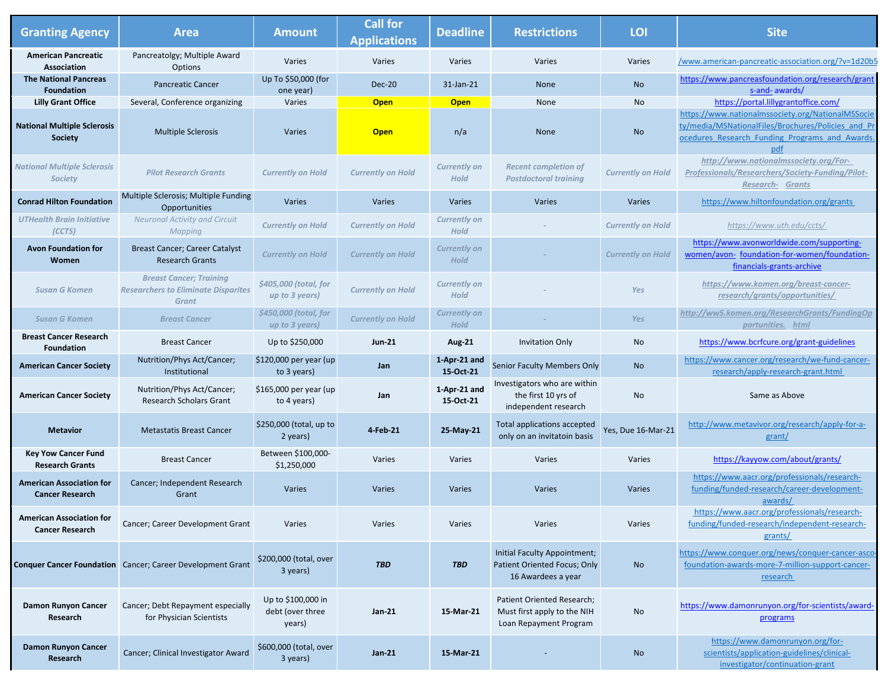| Granting Agency | Area | Amount | Call for Applications | Deadline | Restrictions | LOI | Site |
|---|---|---|---|---|---|---|---|
| **American Pancreatic Association** | Pancreatolgy; Multiple Award Options | Varies | Varies | Varies | Varies | Varies | /www.american-pancreatic-association.org/?v=1d20b5 |
| **The National Pancreas Foundation** | Pancreatic Cancer | Up To $50,000 (for one year) | Dec-20 | 31-Jan-21 | None | No | https://www.pancreasfoundation.org/research/grants-and- awards/ |
| **Lilly Grant Office** | Several, Conference organizing | Varies | **Open** | **Open** | None | No | https://portal.lillygrantoffice.com/ |
| **National Multiple Sclerosis Society** | Multiple Sclerosis | Varies | Open | n/a | None | No | https://www.nationalmssociety.org/NationalMSSociety/media/MSNationalFiles/Brochures/Policies_and_Procedures_Research_Funding_Programs_and_Awards.pdf |
| *National Multiple Sclerosis Society* | ***Pilot Research Grants*** | *Currently on Hold* | *Currently on Hold* | *Currently on Hold* | ***Recent completion of Postdoctoral training*** | *Currently on Hold* | ***http://www.nationalmssociety.org/For-Professionals/Researchers/Society-Funding/Pilot-Research- Grants*** |
| **Conrad Hilton Foundation** | Multiple Sclerosis; Multiple Funding Opportunities | Varies | Varies | Varies | Varies | Varies | https://www.hiltonfoundation.org/grants |
| *UTHealth Brain Initiative (CCTS)* | *Neuronal Activity and Circuit Mapping* | *Currently on Hold* | *Currently on Hold* | *Currently on Hold* | - | *Currently on Hold* | *https://www.uth.edu/ccts/* |
| **Avon Foundation for Women** | Breast Cancer; Career Catalyst Research Grants | *Currently on Hold* | *Currently on Hold* | *Currently on Hold* | - | *Currently on Hold* | https://www.avonworldwide.com/supporting-women/avon- foundation-for-women/foundation-financials-grants-archive |
| *Susan G Komen* | ***Breast Cancer; Training Researchers to Eliminate Disparites Grant*** | ***$405,000 (total, for up to 3 years)*** | *Currently on Hold* | *Currently on Hold* | - | ***Yes*** | ***https://www.komen.org/breast-cancer-research/grants/opportunities/*** |
| *Susan G Komen* | ***Breast Cancer*** | ***$450,000 (total, for up to 3 years)*** | *Currently on Hold* | *Currently on Hold* | - | ***Yes*** | ***http://ww5.komen.org/ResearchGrants/FundingOpportunities. html*** |
| **Breast Cancer Research Foundation** | Breast Cancer | Up to $250,000 | **Jun-21** | **Aug-21** | Invitation Only | No | https://www.bcrfcure.org/grant-guidelines |
| **American Cancer Society** | Nutrition/Phys Act/Cancer; Institutional | $120,000 per year (up to 3 years) | **Jan** | **1-Apr-21 and 15-Oct-21** | Senior Faculty Members Only | No | https://www.cancer.org/research/we-fund-cancer-research/apply-research-grant.html |
| **American Cancer Society** | Nutrition/Phys Act/Cancer; Research Scholars Grant | $165,000 per year (up to 4 years) | **Jan** | **1-Apr-21 and 15-Oct-21** | Investigators who are within the first 10 yrs of independent research | No | Same as Above |
| **Metavior** | Metastatis Breast Cancer | $250,000 (total, up to 2 years) | **4-Feb-21** | **25-May-21** | Total applications accepted only on an invitatoin basis | Yes, Due 16-Mar-21 | http://www.metavivor.org/research/apply-for-a-grant/ |
| **Key Yow Cancer Fund Research Grants** | Breast Cancer | Between $100,000-$1,250,000 | Varies | Varies | Varies | Varies | https://kayyow.com/about/grants/ |
| **American Association for Cancer Research** | Cancer; Independent Research Grant | Varies | Varies | Varies | Varies | Varies | https://www.aacr.org/professionals/research-funding/funded-research/career-development-awards/ |
| **American Association for Cancer Research** | Cancer; Career Development Grant | Varies | Varies | Varies | Varies | Varies | https://www.aacr.org/professionals/research-funding/funded-research/independent-research-grants/ |
| **Conquer Cancer Foundation** | Cancer; Career Development Grant | $200,000 (total, over 3 years) | ***TBD*** | ***TBD*** | Initial Faculty Appointment; Patient Oriented Focus; Only 16 Awardees a year | No | https://www.conquer.org/news/conquer-cancer-asco-foundation-awards-more-7-million-support-cancer-research |
| **Damon Runyon Cancer Research** | Cancer; Debt Repayment especially for Physician Scientists | Up to $100,000 in debt (over three years) | **Jan-21** | **15-Mar-21** | Patient Oriented Research; Must first apply to the NIH Loan Repayment Program | No | https://www.damonrunyon.org/for-scientists/award-programs |
| **Damon Runyon Cancer Research** | Cancer; Clinical Investigator Award | $600,000 (total, over 3 years) | **Jan-21** | **15-Mar-21** | - | No | https://www.damonrunyon.org/for-scientists/application-guidelines/clinical-investigator/continuation-grant |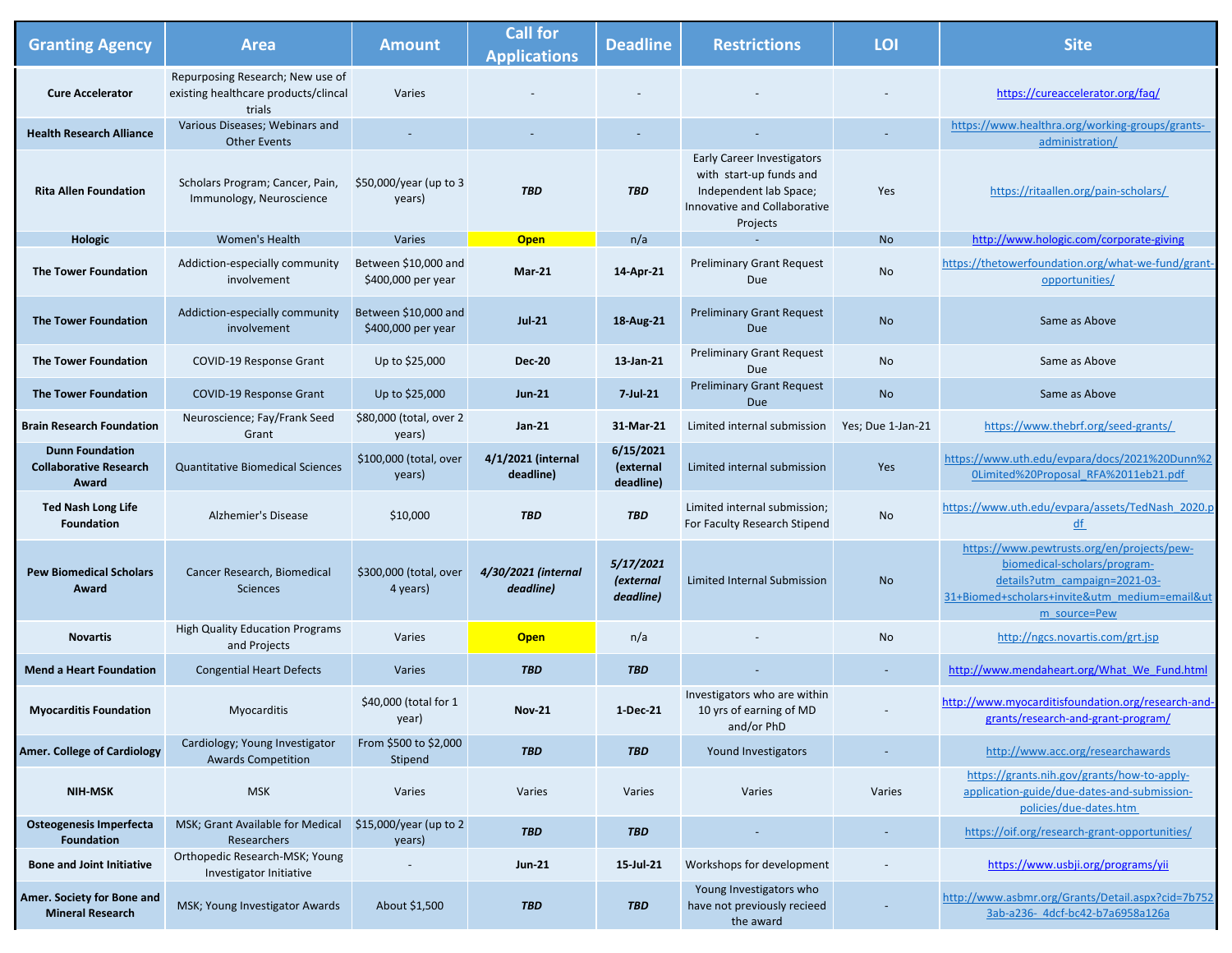| Granting Agency | Area | Amount | Call for Applications | Deadline | Restrictions | LOI | Site |
|---|---|---|---|---|---|---|---|
| **Cure Accelerator** | Repurposing Research; New use of existing healthcare products/clincal trials | Varies | - | - | - | - | https://cureaccelerator.org/faq/ |
| **Health Research Alliance** | Various Diseases; Webinars and Other Events | - | - | - | - | - | https://www.healthra.org/working-groups/grants-administration/ |
| **Rita Allen Foundation** | Scholars Program; Cancer, Pain, Immunology, Neuroscience | $50,000/year (up to 3 years) | ***TBD*** | ***TBD*** | Early Career Investigators with start-up funds and Independent lab Space; Innovative and Collaborative Projects | Yes | https://ritaallen.org/pain-scholars/ |
| **Hologic** | Women's Health | Varies | **Open** | n/a | - | No | http://www.hologic.com/corporate-giving |
| **The Tower Foundation** | Addiction-especially community involvement | Between $10,000 and $400,000 per year | **Mar-21** | **14-Apr-21** | Preliminary Grant Request Due | No | https://thetowerfoundation.org/what-we-fund/grant-opportunities/ |
| **The Tower Foundation** | Addiction-especially community involvement | Between $10,000 and $400,000 per year | **Jul-21** | **18-Aug-21** | Preliminary Grant Request Due | No | Same as Above |
| **The Tower Foundation** | COVID-19 Response Grant | Up to $25,000 | **Dec-20** | **13-Jan-21** | Preliminary Grant Request Due | No | Same as Above |
| **The Tower Foundation** | COVID-19 Response Grant | Up to $25,000 | **Jun-21** | **7-Jul-21** | Preliminary Grant Request Due | No | Same as Above |
| **Brain Research Foundation** | Neuroscience; Fay/Frank Seed Grant | $80,000 (total, over 2 years) | **Jan-21** | **31-Mar-21** | Limited internal submission | Yes; Due 1-Jan-21 | https://www.thebrf.org/seed-grants/ |
| **Dunn Foundation Collaborative Research Award** | Quantitative Biomedical Sciences | $100,000 (total, over years) | **4/1/2021 (internal deadline)** | **6/15/2021 (external deadline)** | Limited internal submission | Yes | https://www.uth.edu/evpara/docs/2021%20Dunn%20Limited%20Proposal_RFA%2011eb21.pdf |
| **Ted Nash Long Life Foundation** | Alzhemier's Disease | $10,000 | ***TBD*** | ***TBD*** | Limited internal submission; For Faculty Research Stipend | No | https://www.uth.edu/evpara/assets/TedNash_2020.pdf |
| **Pew Biomedical Scholars Award** | Cancer Research, Biomedical Sciences | $300,000 (total, over 4 years) | ***4/30/2021 (internal deadline)*** | ***5/17/2021 (external deadline)*** | Limited Internal Submission | No | https://www.pewtrusts.org/en/projects/pew-biomedical-scholars/program-details?utm_campaign=2021-03-31+Biomed+scholars+invite&utm_medium=email&utm_source=Pew |
| **Novartis** | High Quality Education Programs and Projects | Varies | **Open** | n/a | - | No | http://ngcs.novartis.com/grt.jsp |
| **Mend a Heart Foundation** | Congential Heart Defects | Varies | ***TBD*** | ***TBD*** | - | - | http://www.mendaheart.org/What_We_Fund.html |
| **Myocarditis Foundation** | Myocarditis | $40,000 (total for 1 year) | **Nov-21** | **1-Dec-21** | Investigators who are within 10 yrs of earning of MD and/or PhD | - | http://www.myocarditisfoundation.org/research-and-grants/research-and-grant-program/ |
| **Amer. College of Cardiology** | Cardiology; Young Investigator Awards Competition | From $500 to $2,000 Stipend | ***TBD*** | ***TBD*** | Yound Investigators | - | http://www.acc.org/researchawards |
| **NIH-MSK** | MSK | Varies | Varies | Varies | Varies | Varies | https://grants.nih.gov/grants/how-to-apply-application-guide/due-dates-and-submission-policies/due-dates.htm |
| **Osteogenesis Imperfecta Foundation** | MSK; Grant Available for Medical Researchers | $15,000/year (up to 2 years) | ***TBD*** | ***TBD*** | - | - | https://oif.org/research-grant-opportunities/ |
| **Bone and Joint Initiative** | Orthopedic Research-MSK; Young Investigator Initiative | - | **Jun-21** | **15-Jul-21** | Workshops for development | - | https://www.usbji.org/programs/yii |
| **Amer. Society for Bone and Mineral Research** | MSK; Young Investigator Awards | About $1,500 | ***TBD*** | ***TBD*** | Young Investigators who have not previously recieed the award | - | http://www.asbmr.org/Grants/Detail.aspx?cid=7b7523ab-a236- 4dcf-bc42-b7a6958a126a |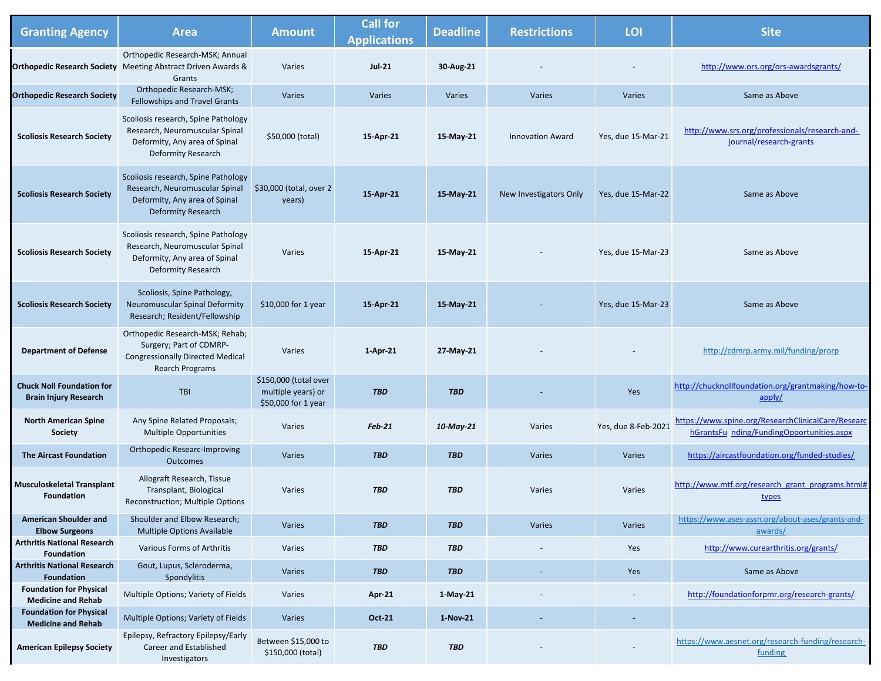| Granting Agency | Area | Amount | Call for Applications | Deadline | Restrictions | LOI | Site |
|---|---|---|---|---|---|---|---|
| **Orthopedic Research Society** | Orthopedic Research-MSK; Annual Meeting Abstract Driven Awards & Grants | Varies | **Jul-21** | **30-Aug-21** | - | - | http://www.ors.org/ors-awardsgrants/ |
| **Orthopedic Research Society** | Orthopedic Research-MSK; Fellowships and Travel Grants | Varies | Varies | Varies | Varies | Varies | Same as Above |
| **Scoliosis Research Society** | Scoliosis research, Spine Pathology Research, Neuromuscular Spinal Deformity, Any area of Spinal Deformity Research | $50,000 (total) | **15-Apr-21** | **15-May-21** | Innovation Award | Yes, due 15-Mar-21 | http://www.srs.org/professionals/research-and-journal/research-grants |
| **Scoliosis Research Society** | Scoliosis research, Spine Pathology Research, Neuromuscular Spinal Deformity, Any area of Spinal Deformity Research | $30,000 (total, over 2 years) | **15-Apr-21** | **15-May-21** | New Investigators Only | Yes, due 15-Mar-22 | Same as Above |
| **Scoliosis Research Society** | Scoliosis research, Spine Pathology Research, Neuromuscular Spinal Deformity, Any area of Spinal Deformity Research | Varies | **15-Apr-21** | **15-May-21** | - | Yes, due 15-Mar-23 | Same as Above |
| **Scoliosis Research Society** | Scoliosis, Spine Pathology, Neuromuscular Spinal Deformity Research; Resident/Fellowship | $10,000 for 1 year | **15-Apr-21** | **15-May-21** | - | Yes, due 15-Mar-23 | Same as Above |
| **Department of Defense** | Orthopedic Research-MSK; Rehab; Surgery; Part of CDMRP-Congressionally Directed Medical Rearch Programs | Varies | **1-Apr-21** | **27-May-21** | - | - | http://cdmrp.army.mil/funding/prorp |
| **Chuck Noll Foundation for Brain Injury Research** | TBI | $150,000 (total over multiple years) or $50,000 for 1 year | ***TBD*** | ***TBD*** | - | Yes | http://chucknollfoundation.org/grantmaking/how-to-apply/ |
| **North American Spine Society** | Any Spine Related Proposals; Multiple Opportunities | Varies | ***Feb-21*** | ***10-May-21*** | Varies | Yes, due 8-Feb-2021 | https://www.spine.org/ResearchClinicalCare/ResearchGrantsFunding/FundingOpportunities.aspx |
| **The Aircast Foundation** | Orthopedic Researc-Improving Outcomes | Varies | ***TBD*** | ***TBD*** | Varies | Varies | https://aircastfoundation.org/funded-studies/ |
| **Musculoskeletal Transplant Foundation** | Allograft Research, Tissue Transplant, Biological Reconstruction; Multiple Options | Varies | ***TBD*** | ***TBD*** | Varies | Varies | http://www.mtf.org/research_grant_programs.html#types |
| **American Shoulder and Elbow Surgeons** | Shoulder and Elbow Research; Multiple Options Available | Varies | ***TBD*** | ***TBD*** | Varies | Varies | https://www.ases-assn.org/about-ases/grants-and-awards/ |
| **Arthritis National Research Foundation** | Various Forms of Arthritis | Varies | ***TBD*** | ***TBD*** | - | Yes | http://www.curearthritis.org/grants/ |
| **Arthritis National Research Foundation** | Gout, Lupus, Scleroderma, Spondylitis | Varies | ***TBD*** | ***TBD*** | - | Yes | Same as Above |
| **Foundation for Physical Medicine and Rehab** | Multiple Options; Variety of Fields | Varies | **Apr-21** | **1-May-21** | - | - | http://foundationforpmr.org/research-grants/ |
| **Foundation for Physical Medicine and Rehab** | Multiple Options; Variety of Fields | Varies | **Oct-21** | **1-Nov-21** | - | - | |
| **American Epilepsy Society** | Epilepsy, Refractory Epilepsy/Early Career and Established Investigators | Between $15,000 to $150,000 (total) | ***TBD*** | ***TBD*** | - | - | https://www.aesnet.org/research-funding/research-funding |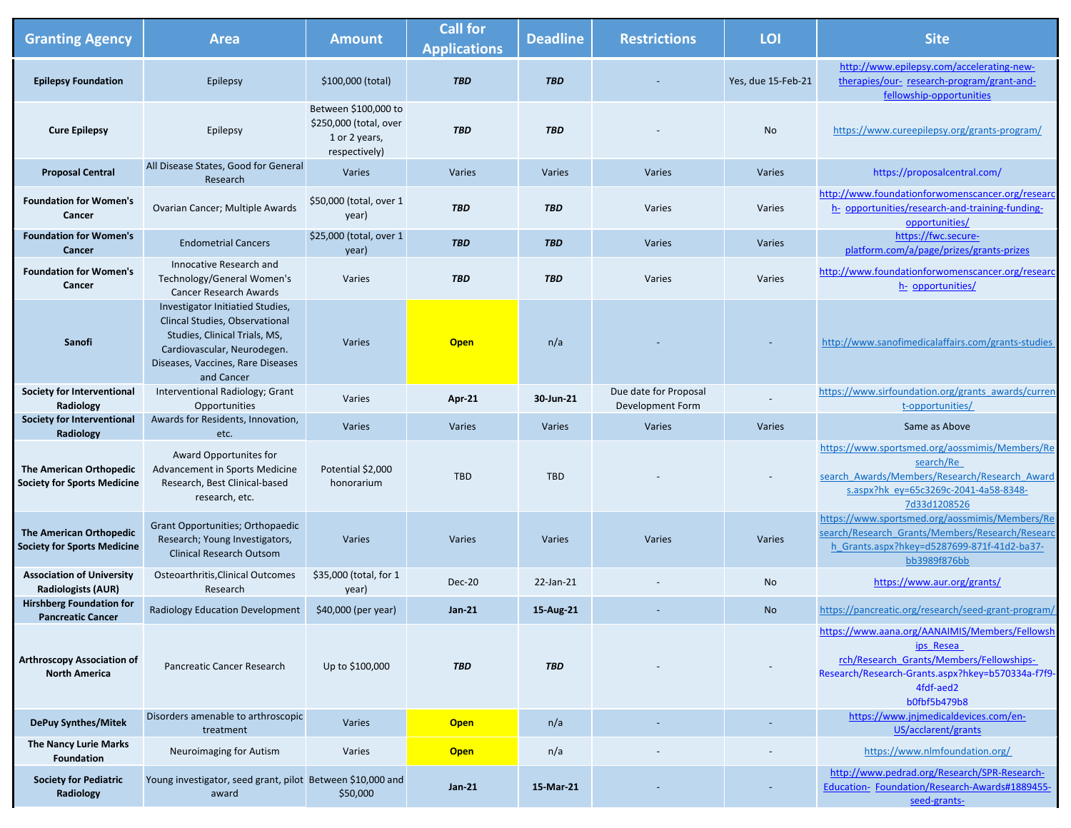| Granting Agency | Area | Amount | Call for Applications | Deadline | Restrictions | LOI | Site |
|---|---|---|---|---|---|---|---|
| **Epilepsy Foundation** | Epilepsy | $100,000 (total) | ***TBD*** | ***TBD*** | - | Yes, due 15-Feb-21 | http://www.epilepsy.com/accelerating-new-therapies/our- research-program/grant-and-fellowship-opportunities |
| **Cure Epilepsy** | Epilepsy | Between $100,000 to $250,000 (total, over 1 or 2 years, respectively) | ***TBD*** | ***TBD*** | - | No | https://www.cureepilepsy.org/grants-program/ |
| **Proposal Central** | All Disease States, Good for General Research | Varies | Varies | Varies | Varies | Varies | https://proposalcentral.com/ |
| **Foundation for Women's Cancer** | Ovarian Cancer; Multiple Awards | $50,000 (total, over 1 year) | ***TBD*** | ***TBD*** | Varies | Varies | http://www.foundationforwomenscancer.org/research- opportunities/research-and-training-funding-opportunities/ |
| **Foundation for Women's Cancer** | Endometrial Cancers | $25,000 (total, over 1 year) | ***TBD*** | ***TBD*** | Varies | Varies | https://fwc.secure-platform.com/a/page/prizes/grants-prizes |
| **Foundation for Women's Cancer** | Innocative Research and Technology/General Women's Cancer Research Awards | Varies | ***TBD*** | ***TBD*** | Varies | Varies | http://www.foundationforwomenscancer.org/research- opportunities/ |
| **Sanofi** | Investigator Initiatied Studies, Clincal Studies, Observational Studies, Clinical Trials, MS, Cardiovascular, Neurodegen. Diseases, Vaccines, Rare Diseases and Cancer | Varies | **Open** | n/a | - | - | http://www.sanofimedicalaffairs.com/grants-studies |
| **Society for Interventional Radiology** | Interventional Radiology; Grant Opportunities | Varies | **Apr-21** | **30-Jun-21** | Due date for Proposal Development Form | - | https://www.sirfoundation.org/grants_awards/current-opportunities/ |
| **Society for Interventional Radiology** | Awards for Residents, Innovation, etc. | Varies | Varies | Varies | Varies | Varies | Same as Above |
| **The American Orthopedic Society for Sports Medicine** | Award Opportunites for Advancement in Sports Medicine Research, Best Clinical-based research, etc. | Potential $2,000 honorarium | TBD | TBD | - | - | https://www.sportsmed.org/aossmimis/Members/Research/Re search_Awards/Members/Research/Research_Awards.aspx?hk_ey=65c3269c-2041-4a58-8348-7d33d1208526 |
| **The American Orthopedic Society for Sports Medicine** | Grant Opportunities; Orthopaedic Research; Young Investigators, Clinical Research Outsom | Varies | Varies | Varies | Varies | Varies | https://www.sportsmed.org/aossmimis/Members/Research/Research_Grants/Members/Research/Research_Grants.aspx?hkey=d5287699-871f-41d2-ba37-bb3989f876bb |
| **Association of University Radiologists (AUR)** | Osteoarthritis,Clinical Outcomes Research | $35,000 (total, for 1 year) | Dec-20 | 22-Jan-21 | - | No | https://www.aur.org/grants/ |
| **Hirshberg Foundation for Pancreatic Cancer** | Radiology Education Development | $40,000 (per year) | **Jan-21** | **15-Aug-21** | - | No | https://pancreatic.org/research/seed-grant-program/ |
| **Arthroscopy Association of North America** | Pancreatic Cancer Research | Up to $100,000 | ***TBD*** | ***TBD*** | - | - | https://www.aana.org/AANAIMIS/Members/Fellowships_Resea rch/Research_Grants/Members/Fellowships-Research/Research-Grants.aspx?hkey=b570334a-f7f9-4fdf-aed2 b0fbf5b479b8 |
| **DePuy Synthes/Mitek** | Disorders amenable to arthroscopic treatment | Varies | **Open** | n/a | - | - | https://www.jnjmedicaldevices.com/en-US/acclarent/grants |
| **The Nancy Lurie Marks Foundation** | Neuroimaging for Autism | Varies | **Open** | n/a | - | - | https://www.nlmfoundation.org/ |
| **Society for Pediatric Radiology** | Young investigator, seed grant, pilot award | Between $10,000 and $50,000 | **Jan-21** | **15-Mar-21** | - | - | http://www.pedrad.org/Research/SPR-Research-Education- Foundation/Research-Awards#1889455-seed-grants- |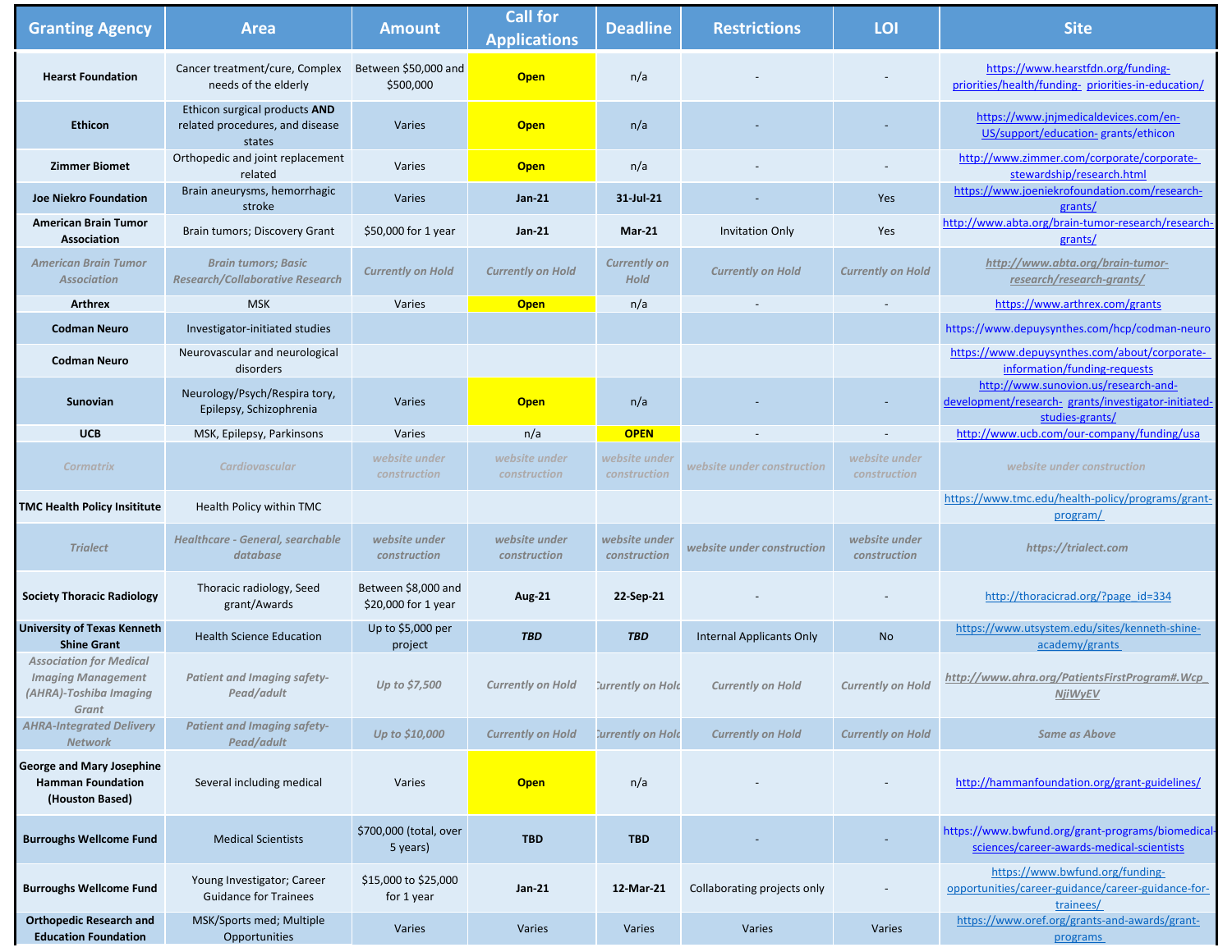| Granting Agency | Area | Amount | Call for Applications | Deadline | Restrictions | LOI | Site |
|---|---|---|---|---|---|---|---|
| **Hearst Foundation** | Cancer treatment/cure, Complex needs of the elderly | Between $50,000 and $500,000 | **Open** | n/a | - | - | https://www.hearstfdn.org/funding-priorities/health/funding-priorities-in-education/ |
| **Ethicon** | Ethicon surgical products **AND** related procedures, and disease states | Varies | **Open** | n/a | - | - | https://www.jnjmedicaldevices.com/en-US/support/education-grants/ethicon |
| **Zimmer Biomet** | Orthopedic and joint replacement related | Varies | **Open** | n/a | - | - | http://www.zimmer.com/corporate/corporate-stewardship/research.html |
| **Joe Niekro Foundation** | Brain aneurysms, hemorrhagic stroke | Varies | **Jan-21** | **31-Jul-21** | - | Yes | https://www.joeniekrofoundation.com/research-grants/ |
| **American Brain Tumor Association** | Brain tumors; Discovery Grant | $50,000 for 1 year | **Jan-21** | **Mar-21** | Invitation Only | Yes | http://www.abta.org/brain-tumor-research/research-grants/ |
| *American Brain Tumor Association* | *Brain tumors; Basic Research/Collaborative Research* | *Currently on Hold* | *Currently on Hold* | *Currently on Hold* | *Currently on Hold* | *Currently on Hold* | *http://www.abta.org/brain-tumor-research/research-grants/* |
| **Arthrex** | MSK | Varies | **Open** | n/a | - | - | https://www.arthrex.com/grants |
| **Codman Neuro** | Investigator-initiated studies | | | | | | https://www.depuysynthes.com/hcp/codman-neuro |
| **Codman Neuro** | Neurovascular and neurological disorders | | | | | | https://www.depuysynthes.com/about/corporate-information/funding-requests |
| **Sunovian** | Neurology/Psych/Respira tory, Epilepsy, Schizophrenia | Varies | **Open** | n/a | - | - | http://www.sunovion.us/research-and-development/research-grants/investigator-initiated-studies-grants/ |
| **UCB** | MSK, Epilepsy, Parkinsons | Varies | n/a | **OPEN** | - | - | http://www.ucb.com/our-company/funding/usa |
| *Cormatrix* | *Cardiovascular* | *website under construction* | *website under construction* | *website under construction* | *website under construction* | *website under construction* | *website under construction* |
| **TMC Health Policy Insititute** | Health Policy within TMC | | | | | | https://www.tmc.edu/health-policy/programs/grant-program/ |
| *Trialect* | *Healthcare - General, searchable database* | *website under construction* | *website under construction* | *website under construction* | *website under construction* | *website under construction* | *https://trialect.com* |
| **Society Thoracic Radiology** | Thoracic radiology, Seed grant/Awards | Between $8,000 and $20,000 for 1 year | **Aug-21** | **22-Sep-21** | - | - | http://thoracicrad.org/?page_id=334 |
| **University of Texas Kenneth Shine Grant** | Health Science Education | Up to $5,000 per project | ***TBD*** | ***TBD*** | Internal Applicants Only | No | https://www.utsystem.edu/sites/kenneth-shine-academy/grants |
| *Association for Medical Imaging Management (AHRA)-Toshiba Imaging Grant* | *Patient and Imaging safety-Pead/adult* | *Up to $7,500* | *Currently on Hold* | *Currently on Hold* | *Currently on Hold* | *Currently on Hold* | *http://www.ahra.org/PatientsFirstProgram#.Wcp_NjiWyEV* |
| *AHRA-Integrated Delivery Network* | *Patient and Imaging safety-Pead/adult* | *Up to $10,000* | *Currently on Hold* | *Currently on Hold* | *Currently on Hold* | *Currently on Hold* | *Same as Above* |
| **George and Mary Josephine Hamman Foundation (Houston Based)** | Several including medical | Varies | **Open** | n/a | - | - | http://hammanfoundation.org/grant-guidelines/ |
| **Burroughs Wellcome Fund** | Medical Scientists | $700,000 (total, over 5 years) | **TBD** | **TBD** | - | - | https://www.bwfund.org/grant-programs/biomedical-sciences/career-awards-medical-scientists |
| **Burroughs Wellcome Fund** | Young Investigator; Career Guidance for Trainees | $15,000 to $25,000 for 1 year | **Jan-21** | **12-Mar-21** | Collaborating projects only | - | https://www.bwfund.org/funding-opportunities/career-guidance/career-guidance-for-trainees/ |
| **Orthopedic Research and Education Foundation** | MSK/Sports med; Multiple Opportunities | Varies | Varies | Varies | Varies | Varies | https://www.oref.org/grants-and-awards/grant-programs |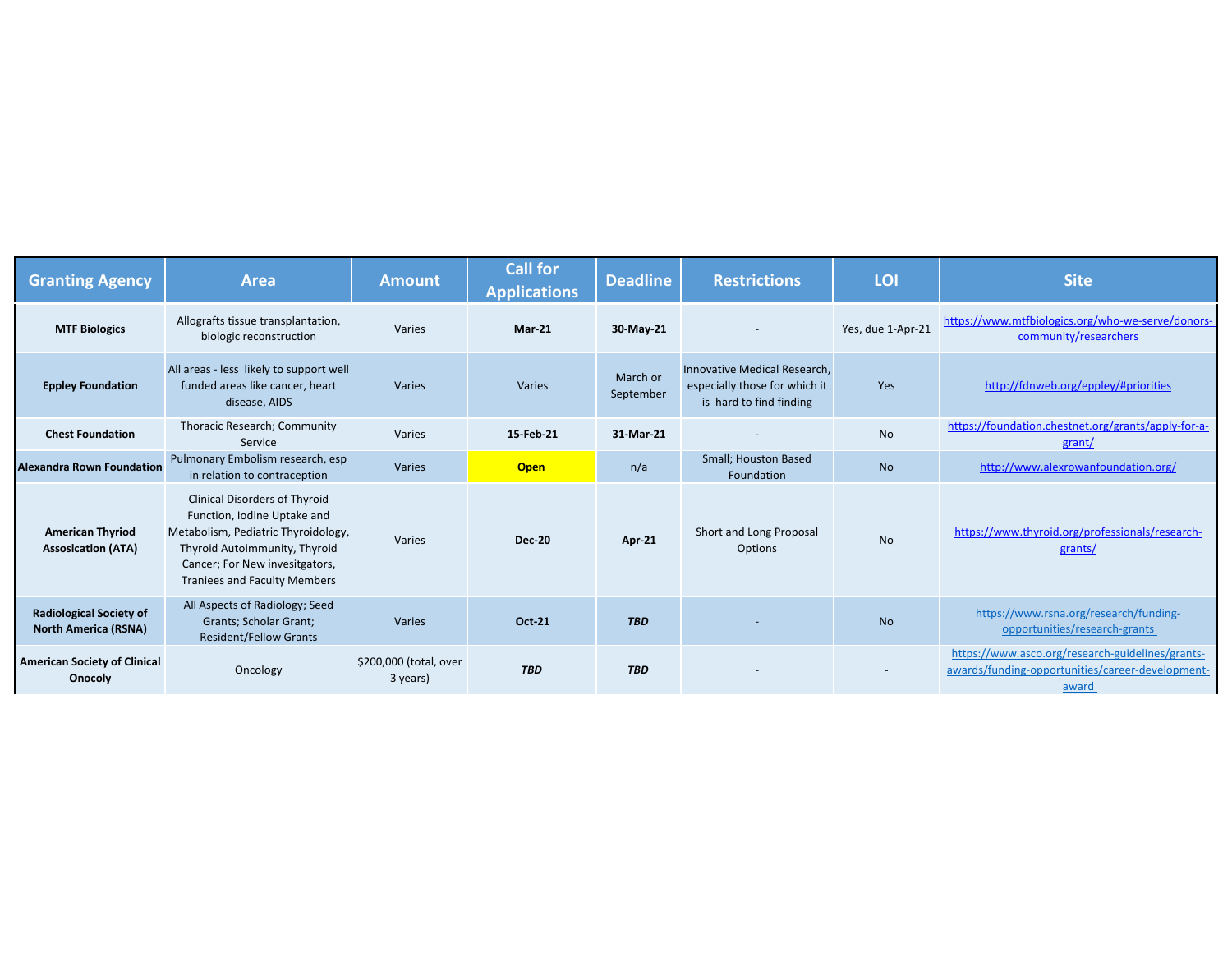| Granting Agency | Area | Amount | Call for Applications | Deadline | Restrictions | LOI | Site |
|---|---|---|---|---|---|---|---|
| **MTF Biologics** | Allografts tissue transplantation, biologic reconstruction | Varies | **Mar-21** | **30-May-21** | - | Yes, due 1-Apr-21 | https://www.mtfbiologics.org/who-we-serve/donors-community/researchers |
| **Eppley Foundation** | All areas - less likely to support well funded areas like cancer, heart disease, AIDS | Varies | Varies | March or September | Innovative Medical Research, especially those for which it is hard to find finding | Yes | http://fdnweb.org/eppley/#priorities |
| **Chest Foundation** | Thoracic Research; Community Service | Varies | **15-Feb-21** | **31-Mar-21** | - | No | https://foundation.chestnet.org/grants/apply-for-a-grant/ |
| **Alexandra Rown Foundation** | Pulmonary Embolism research, esp in relation to contraception | Varies | **Open** | n/a | Small; Houston Based Foundation | No | http://www.alexrowanfoundation.org/ |
| **American Thyriod Assocication (ATA)** | Clinical Disorders of Thyroid Function, Iodine Uptake and Metabolism, Pediatric Thyroidology, Thyroid Autoimmunity, Thyroid Cancer; For New invesitgators, Traniees and Faculty Members | Varies | **Dec-20** | **Apr-21** | Short and Long Proposal Options | No | https://www.thyroid.org/professionals/research-grants/ |
| **Radiological Society of North America (RSNA)** | All Aspects of Radiology; Seed Grants; Scholar Grant; Resident/Fellow Grants | Varies | **Oct-21** | ***TBD*** | - | No | https://www.rsna.org/research/funding-opportunities/research-grants |
| **American Society of Clinical Onocoly** | Oncology | $200,000 (total, over 3 years) | ***TBD*** | ***TBD*** | - | - | https://www.asco.org/research-guidelines/grants-awards/funding-opportunities/career-development-award |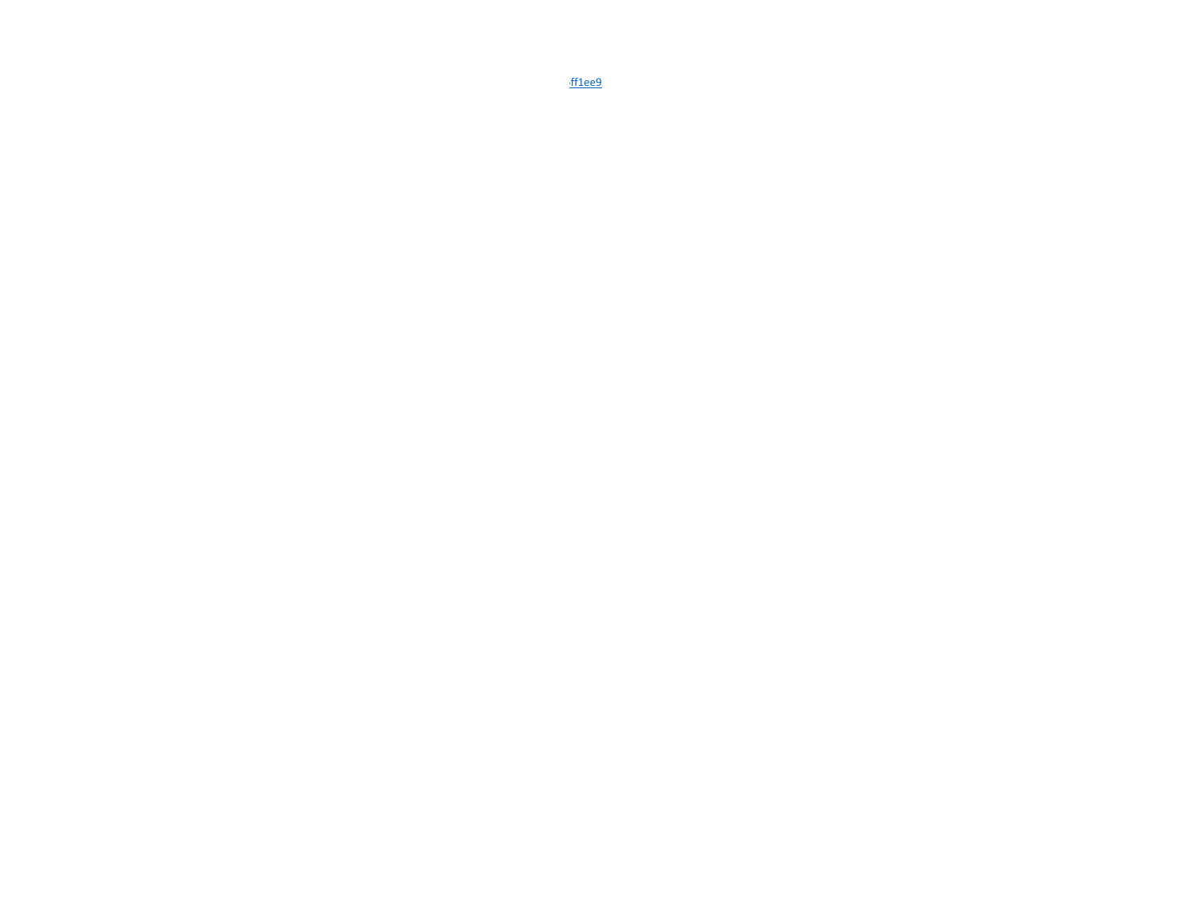:ff1ee9